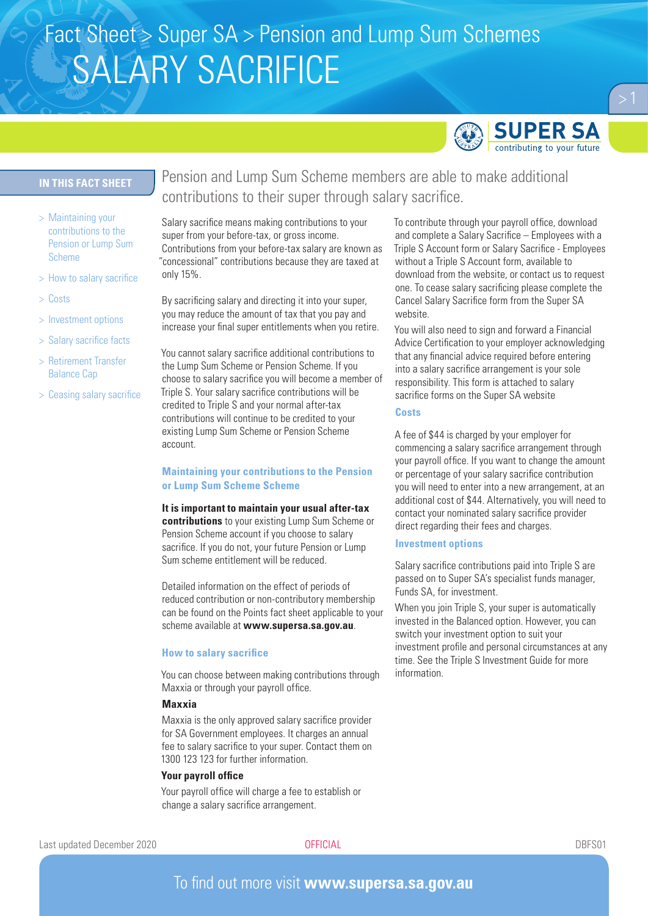# Fact Sheet > Super SA > Pension and Lump Sum Schemes

# SALARY SACRIFICE

**IN THIS FACT SHEET**

- > Maintaining your contributions to the Pension or Lump Sum Scheme
- > How to salary sacrifice
- > Costs
- > Investment options
- > Salary sacrifice facts
- > Retirement Transfer Balance Cap
- > Ceasing salary sacrifice

Pension and Lump Sum Scheme members are able to make additional contributions to their super through salary sacrifice.

Salary sacrifice means making contributions to your super from your before-tax, or gross income. Contributions from your before-tax salary are known as "concessional" contributions because they are taxed at only 15%.

By sacrificing salary and directing it into your super, you may reduce the amount of tax that you pay and increase your final super entitlements when you retire.

You cannot salary sacrifice additional contributions to the Lump Sum Scheme or Pension Scheme. If you choose to salary sacrifice you will become a member of Triple S. Your salary sacrifice contributions will be credited to Triple S and your normal after-tax contributions will continue to be credited to your existing Lump Sum Scheme or Pension Scheme account.

## Maintaining your contributions to the Pension or Lump Sum Scheme Scheme

**It is important to maintain your usual after-tax contributions** to your existing Lump Sum Scheme or Pension Scheme account even if you choose to salary sacrifice. If you do not, your future Pension or Lump Sum scheme entitlement will be reduced.

Detailed information on the effect of periods of reduced contribution or non-contributory membership can be found on the Points fact sheet applicable to your scheme available at **www.supersa.sa.gov.au**.

## How to salary sacrifice

You can choose between making contributions through Maxxia or through your payroll office.

### Maxxia

Maxxia is the only approved salary sacrifice provider for SA Government employees. It charges an annual fee to salary sacrifice to your super. Contact them on 1300 123 123 for further information.

### Your payroll office

Your payroll office will charge a fee to establish or change a salary sacrifice arrangement.

To contribute through your payroll office, download and complete a Salary Sacrifice – Employees with a Triple S Account form or Salary Sacrifice - Employees without a Triple S Account form, available to download from the website, or contact us to request one. To cease salary sacrificing please complete the Cancel Salary Sacrifice form from the Super SA website.

You will also need to sign and forward a Financial Advice Certification to your employer acknowledging that any financial advice required before entering into a salary sacrifice arrangement is your sole responsibility. This form is attached to salary sacrifice forms on the Super SA website

## Costs

A fee of $44 is charged by your employer for commencing a salary sacrifice arrangement through your payroll office. If you want to change the amount or percentage of your salary sacrifice contribution you will need to enter into a new arrangement, at an additional cost of $44. Alternatively, you will need to contact your nominated salary sacrifice provider direct regarding their fees and charges.

## Investment options

Salary sacrifice contributions paid into Triple S are passed on to Super SA's specialist funds manager, Funds SA, for investment.

When you join Triple S, your super is automatically invested in the Balanced option. However, you can switch your investment option to suit your investment profile and personal circumstances at any time. See the Triple S Investment Guide for more information.

Last updated December 2020 | OFFICIAL | DBFS01

To find out more visit **www.supersa.sa.gov.au**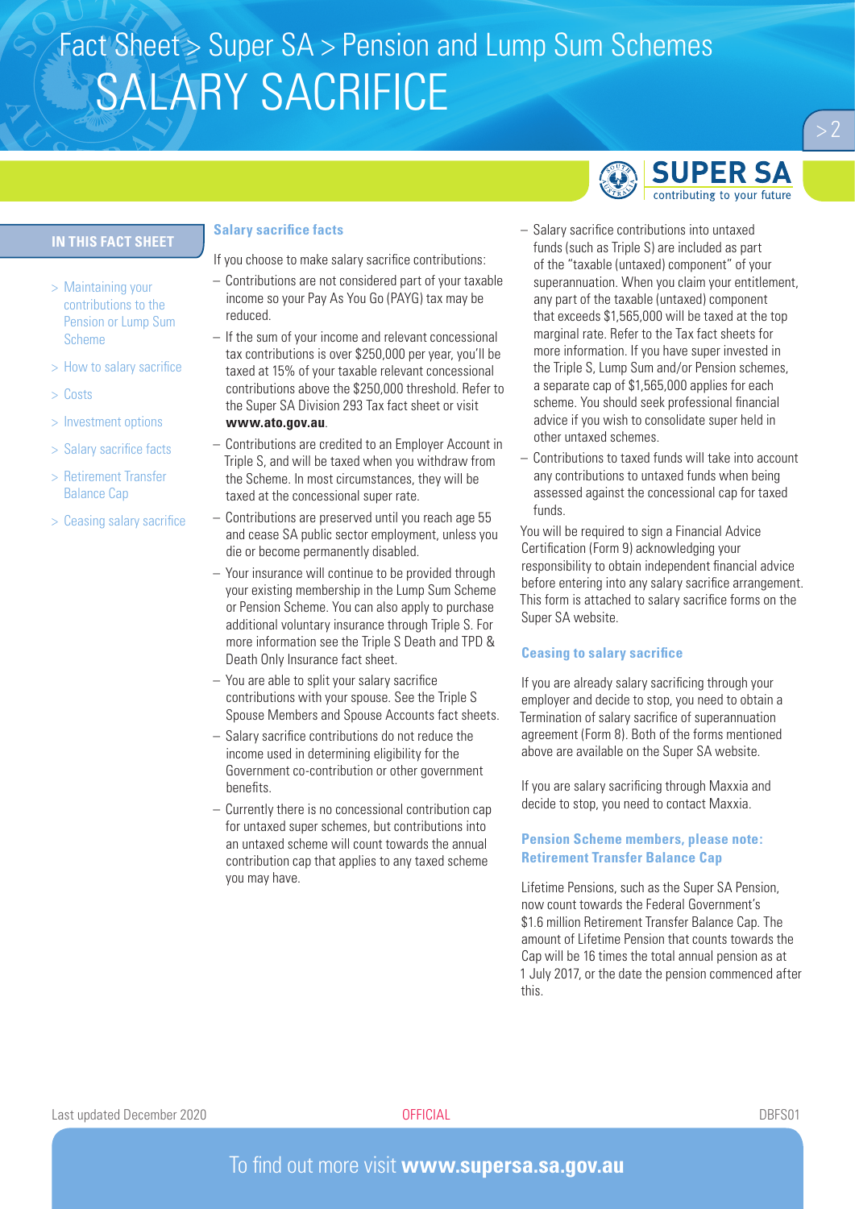# Fact Sheet > Super SA > Pension and Lump Sum Schemes

# SALARY SACRIFICE

**IN THIS FACT SHEET**

- > Maintaining your contributions to the Pension or Lump Sum Scheme
- > How to salary sacrifice
- > Costs
- > Investment options
- > Salary sacrifice facts
- > Retirement Transfer Balance Cap
- > Ceasing salary sacrifice

## Salary sacrifice facts

If you choose to make salary sacrifice contributions:

- Contributions are not considered part of your taxable income so your Pay As You Go (PAYG) tax may be reduced.
- If the sum of your income and relevant concessional tax contributions is over $250,000 per year, you'll be taxed at 15% of your taxable relevant concessional contributions above the $250,000 threshold. Refer to the Super SA Division 293 Tax fact sheet or visit **www.ato.gov.au**.
- Contributions are credited to an Employer Account in Triple S, and will be taxed when you withdraw from the Scheme. In most circumstances, they will be taxed at the concessional super rate.
- Contributions are preserved until you reach age 55 and cease SA public sector employment, unless you die or become permanently disabled.
- Your insurance will continue to be provided through your existing membership in the Lump Sum Scheme or Pension Scheme. You can also apply to purchase additional voluntary insurance through Triple S. For more information see the Triple S Death and TPD & Death Only Insurance fact sheet.
- You are able to split your salary sacrifice contributions with your spouse. See the Triple S Spouse Members and Spouse Accounts fact sheets.
- Salary sacrifice contributions do not reduce the income used in determining eligibility for the Government co-contribution or other government benefits.
- Currently there is no concessional contribution cap for untaxed super schemes, but contributions into an untaxed scheme will count towards the annual contribution cap that applies to any taxed scheme you may have.
- Salary sacrifice contributions into untaxed funds (such as Triple S) are included as part of the "taxable (untaxed) component" of your superannuation. When you claim your entitlement, any part of the taxable (untaxed) component that exceeds $1,565,000 will be taxed at the top marginal rate. Refer to the Tax fact sheets for more information. If you have super invested in the Triple S, Lump Sum and/or Pension schemes, a separate cap of $1,565,000 applies for each scheme. You should seek professional financial advice if you wish to consolidate super held in other untaxed schemes.
- Contributions to taxed funds will take into account any contributions to untaxed funds when being assessed against the concessional cap for taxed funds.

You will be required to sign a Financial Advice Certification (Form 9) acknowledging your responsibility to obtain independent financial advice before entering into any salary sacrifice arrangement. This form is attached to salary sacrifice forms on the Super SA website.

## Ceasing to salary sacrifice

If you are already salary sacrificing through your employer and decide to stop, you need to obtain a Termination of salary sacrifice of superannuation agreement (Form 8). Both of the forms mentioned above are available on the Super SA website.

If you are salary sacrificing through Maxxia and decide to stop, you need to contact Maxxia.

## Pension Scheme members, please note: Retirement Transfer Balance Cap

Lifetime Pensions, such as the Super SA Pension, now count towards the Federal Government's $1.6 million Retirement Transfer Balance Cap. The amount of Lifetime Pension that counts towards the Cap will be 16 times the total annual pension as at 1 July 2017, or the date the pension commenced after this.

Last updated December 2020 OFFICIAL DBFS01

To find out more visit **www.supersa.sa.gov.au**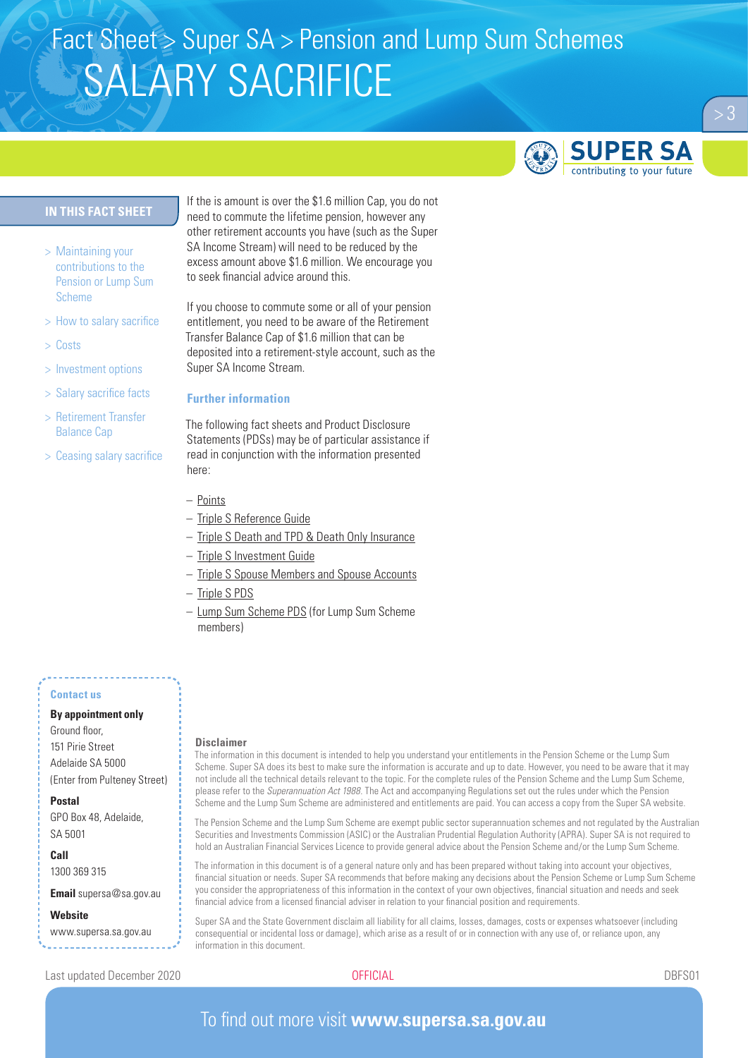If the is amount is over the $1.6 million Cap, you do not need to commute the lifetime pension, however any other retirement accounts you have (such as the Super SA Income Stream) will need to be reduced by the excess amount above $1.6 million. We encourage you to seek financial advice around this.

If you choose to commute some or all of your pension entitlement, you need to be aware of the Retirement Transfer Balance Cap of $1.6 million that can be deposited into a retirement-style account, such as the Super SA Income Stream.

### Further information

The following fact sheets and Product Disclosure Statements (PDSs) may be of particular assistance if read in conjunction with the information presented here:

- Points
- Triple S Reference Guide
- Triple S Death and TPD & Death Only Insurance
- Triple S Investment Guide
- Triple S Spouse Members and Spouse Accounts
- Triple S PDS
- Lump Sum Scheme PDS (for Lump Sum Scheme members)

### IN THIS FACT SHEET

- Maintaining your contributions to the Pension or Lump Sum Scheme
- How to salary sacrifice
- Costs
- Investment options
- Salary sacrifice facts
- Retirement Transfer Balance Cap
- Ceasing salary sacrifice

### Contact us

**By appointment only**
Ground floor,
151 Pirie Street
Adelaide SA 5000
(Enter from Pulteney Street)

**Postal**
GPO Box 48, Adelaide,
SA 5001

**Call**
1300 369 315

**Email** supersa@sa.gov.au

**Website**
www.supersa.sa.gov.au

#### Disclaimer

The information in this document is intended to help you understand your entitlements in the Pension Scheme or the Lump Sum Scheme. Super SA does its best to make sure the information is accurate and up to date. However, you need to be aware that it may not include all the technical details relevant to the topic. For the complete rules of the Pension Scheme and the Lump Sum Scheme, please refer to the *Superannuation Act 1988*. The Act and accompanying Regulations set out the rules under which the Pension Scheme and the Lump Sum Scheme are administered and entitlements are paid. You can access a copy from the Super SA website.

The Pension Scheme and the Lump Sum Scheme are exempt public sector superannuation schemes and not regulated by the Australian Securities and Investments Commission (ASIC) or the Australian Prudential Regulation Authority (APRA). Super SA is not required to hold an Australian Financial Services Licence to provide general advice about the Pension Scheme and/or the Lump Sum Scheme.

The information in this document is of a general nature only and has been prepared without taking into account your objectives, financial situation or needs. Super SA recommends that before making any decisions about the Pension Scheme or Lump Sum Scheme you consider the appropriateness of this information in the context of your own objectives, financial situation and needs and seek financial advice from a licensed financial adviser in relation to your financial position and requirements.

Super SA and the State Government disclaim all liability for all claims, losses, damages, costs or expenses whatsoever (including consequential or incidental loss or damage), which arise as a result of or in connection with any use of, or reliance upon, any information in this document.

Last updated December 2020

OFFICIAL

DBFS01

To find out more visit **www.supersa.sa.gov.au**